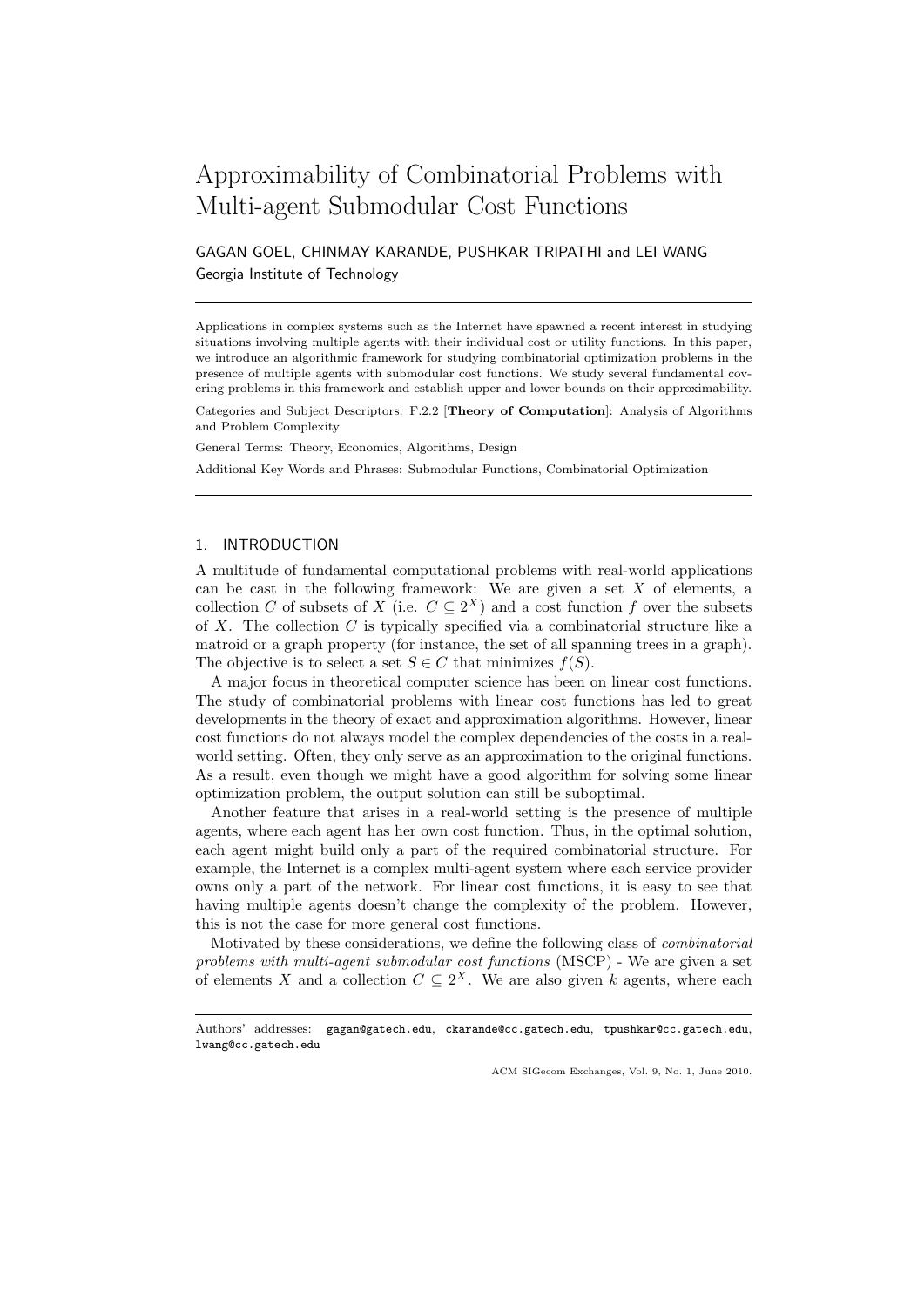# Approximability of Combinatorial Problems with Multi-agent Submodular Cost Functions

GAGAN GOEL, CHINMAY KARANDE, PUSHKAR TRIPATHI and LEI WANG

Georgia Institute of Technology

---

Applications in complex systems such as the Internet have spawned a recent interest in studying situations involving multiple agents with their individual cost or utility functions. In this paper, we introduce an algorithmic framework for studying combinatorial optimization problems in the presence of multiple agents with submodular cost functions. We study several fundamental covering problems in this framework and establish upper and lower bounds on their approximability.

Categories and Subject Descriptors: F.2.2 [**Theory of Computation**]: Analysis of Algorithms and Problem Complexity

General Terms: Theory, Economics, Algorithms, Design

Additional Key Words and Phrases: Submodular Functions, Combinatorial Optimization

---

## 1. INTRODUCTION

A multitude of fundamental computational problems with real-world applications can be cast in the following framework: We are given a set $X$ of elements, a collection $C$ of subsets of $X$ (i.e. $C \subseteq 2^X$) and a cost function $f$ over the subsets of $X$. The collection $C$ is typically specified via a combinatorial structure like a matroid or a graph property (for instance, the set of all spanning trees in a graph). The objective is to select a set $S \in C$ that minimizes $f(S)$.

A major focus in theoretical computer science has been on linear cost functions. The study of combinatorial problems with linear cost functions has led to great developments in the theory of exact and approximation algorithms. However, linear cost functions do not always model the complex dependencies of the costs in a real-world setting. Often, they only serve as an approximation to the original functions. As a result, even though we might have a good algorithm for solving some linear optimization problem, the output solution can still be suboptimal.

Another feature that arises in a real-world setting is the presence of multiple agents, where each agent has her own cost function. Thus, in the optimal solution, each agent might build only a part of the required combinatorial structure. For example, the Internet is a complex multi-agent system where each service provider owns only a part of the network. For linear cost functions, it is easy to see that having multiple agents doesn't change the complexity of the problem. However, this is not the case for more general cost functions.

Motivated by these considerations, we define the following class of *combinatorial problems with multi-agent submodular cost functions* (MSCP) - We are given a set of elements $X$ and a collection $C \subseteq 2^X$. We are also given $k$ agents, where each

---

Authors' addresses: gagan@gatech.edu, ckarande@cc.gatech.edu, tpushkar@cc.gatech.edu, lwang@cc.gatech.edu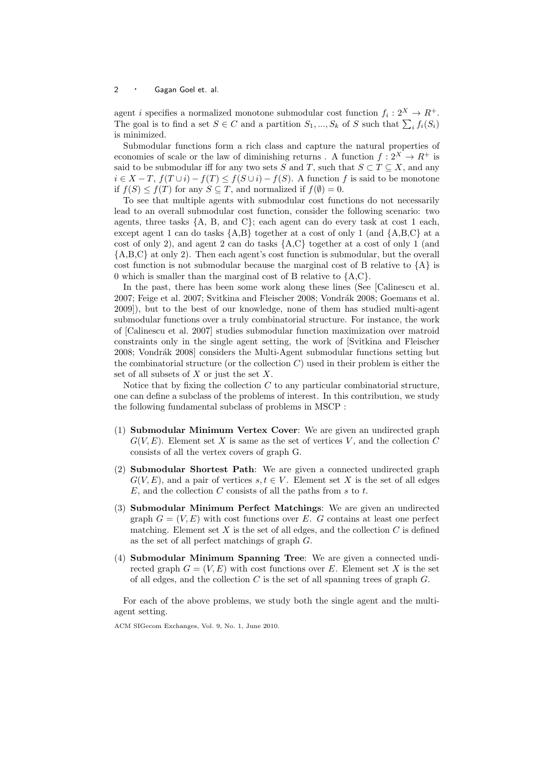agent $i$ specifies a normalized monotone submodular cost function $f_i : 2^X \rightarrow R^+$. The goal is to find a set $S \in C$ and a partition $S_1, ..., S_k$ of $S$ such that $\sum_i f_i(S_i)$ is minimized.

Submodular functions form a rich class and capture the natural properties of economies of scale or the law of diminishing returns . A function $f : 2^X \rightarrow R^+$ is said to be submodular iff for any two sets $S$ and $T$, such that $S \subset T \subseteq X$, and any $i \in X - T$, $f(T \cup i) - f(T) \leq f(S \cup i) - f(S)$. A function $f$ is said to be monotone if $f(S) \leq f(T)$ for any $S \subseteq T$, and normalized if $f(\emptyset) = 0$.

To see that multiple agents with submodular cost functions do not necessarily lead to an overall submodular cost function, consider the following scenario: two agents, three tasks {A, B, and C}; each agent can do every task at cost 1 each, except agent 1 can do tasks {A,B} together at a cost of only 1 (and {A,B,C} at a cost of only 2), and agent 2 can do tasks {A,C} together at a cost of only 1 (and {A,B,C} at only 2). Then each agent's cost function is submodular, but the overall cost function is not submodular because the marginal cost of B relative to {A} is 0 which is smaller than the marginal cost of B relative to {A,C}.

In the past, there has been some work along these lines (See [Calinescu et al. 2007; Feige et al. 2007; Svitkina and Fleischer 2008; Vondrák 2008; Goemans et al. 2009]), but to the best of our knowledge, none of them has studied multi-agent submodular functions over a truly combinatorial structure. For instance, the work of [Calinescu et al. 2007] studies submodular function maximization over matroid constraints only in the single agent setting, the work of [Svitkina and Fleischer 2008; Vondrák 2008] considers the Multi-Agent submodular functions setting but the combinatorial structure (or the collection $C$) used in their problem is either the set of all subsets of $X$ or just the set $X$.

Notice that by fixing the collection $C$ to any particular combinatorial structure, one can define a subclass of the problems of interest. In this contribution, we study the following fundamental subclass of problems in MSCP :

(1) **Submodular Minimum Vertex Cover**: We are given an undirected graph $G(V, E)$. Element set $X$ is same as the set of vertices $V$, and the collection $C$ consists of all the vertex covers of graph G.

(2) **Submodular Shortest Path**: We are given a connected undirected graph $G(V, E)$, and a pair of vertices $s, t \in V$. Element set $X$ is the set of all edges $E$, and the collection $C$ consists of all the paths from $s$ to $t$.

(3) **Submodular Minimum Perfect Matchings**: We are given an undirected graph $G = (V, E)$ with cost functions over $E$. $G$ contains at least one perfect matching. Element set $X$ is the set of all edges, and the collection $C$ is defined as the set of all perfect matchings of graph $G$.

(4) **Submodular Minimum Spanning Tree**: We are given a connected undirected graph $G = (V, E)$ with cost functions over $E$. Element set $X$ is the set of all edges, and the collection $C$ is the set of all spanning trees of graph $G$.

For each of the above problems, we study both the single agent and the multi-agent setting.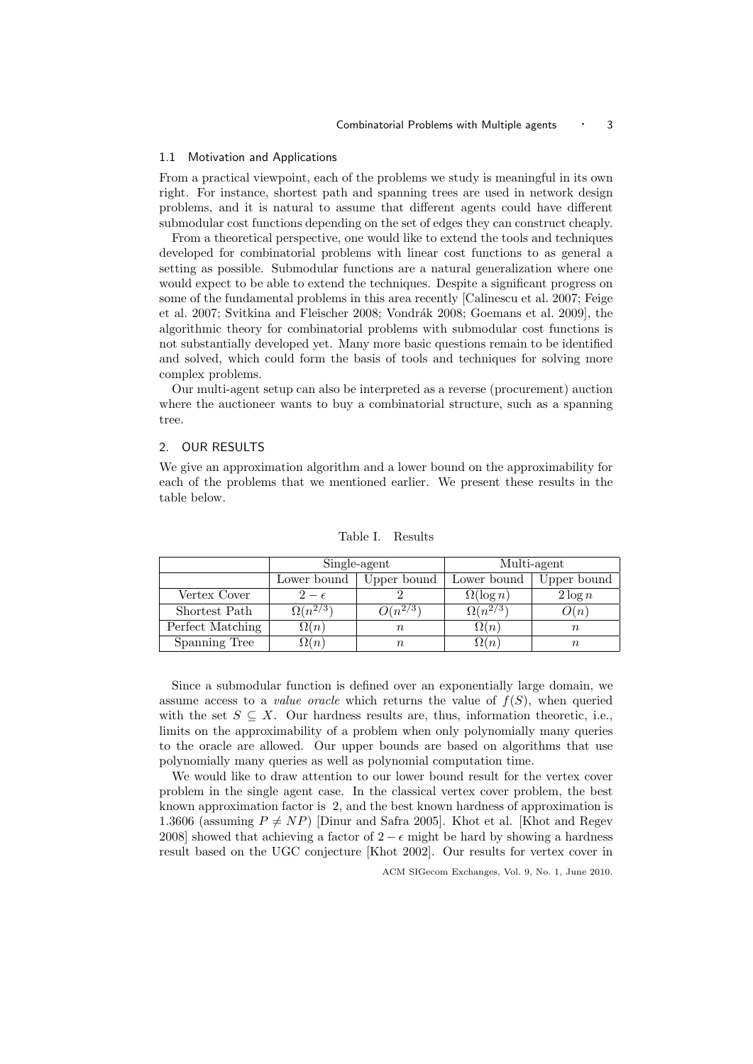### 1.1 Motivation and Applications

From a practical viewpoint, each of the problems we study is meaningful in its own right. For instance, shortest path and spanning trees are used in network design problems, and it is natural to assume that different agents could have different submodular cost functions depending on the set of edges they can construct cheaply.

From a theoretical perspective, one would like to extend the tools and techniques developed for combinatorial problems with linear cost functions to as general a setting as possible. Submodular functions are a natural generalization where one would expect to be able to extend the techniques. Despite a significant progress on some of the fundamental problems in this area recently [Calinescu et al. 2007; Feige et al. 2007; Svitkina and Fleischer 2008; Vondrák 2008; Goemans et al. 2009], the algorithmic theory for combinatorial problems with submodular cost functions is not substantially developed yet. Many more basic questions remain to be identified and solved, which could form the basis of tools and techniques for solving more complex problems.

Our multi-agent setup can also be interpreted as a reverse (procurement) auction where the auctioneer wants to buy a combinatorial structure, such as a spanning tree.

## 2. OUR RESULTS

We give an approximation algorithm and a lower bound on the approximability for each of the problems that we mentioned earlier. We present these results in the table below.

Table I. Results

| | Single-agent | | Multi-agent | |
|---|---|---|---|---|
| | Lower bound | Upper bound | Lower bound | Upper bound |
| Vertex Cover | $2-\epsilon$ | 2 | $\Omega(\log n)$ | $2\log n$ |
| Shortest Path | $\Omega(n^{2/3})$ | $O(n^{2/3})$ | $\Omega(n^{2/3})$ | $O(n)$ |
| Perfect Matching | $\Omega(n)$ | $n$ | $\Omega(n)$ | $n$ |
| Spanning Tree | $\Omega(n)$ | $n$ | $\Omega(n)$ | $n$ |

Since a submodular function is defined over an exponentially large domain, we assume access to a *value oracle* which returns the value of $f(S)$, when queried with the set $S \subseteq X$. Our hardness results are, thus, information theoretic, i.e., limits on the approximability of a problem when only polynomially many queries to the oracle are allowed. Our upper bounds are based on algorithms that use polynomially many queries as well as polynomial computation time.

We would like to draw attention to our lower bound result for the vertex cover problem in the single agent case. In the classical vertex cover problem, the best known approximation factor is 2, and the best known hardness of approximation is 1.3606 (assuming $P \neq NP$) [Dinur and Safra 2005]. Khot et al. [Khot and Regev 2008] showed that achieving a factor of $2-\epsilon$ might be hard by showing a hardness result based on the UGC conjecture [Khot 2002]. Our results for vertex cover in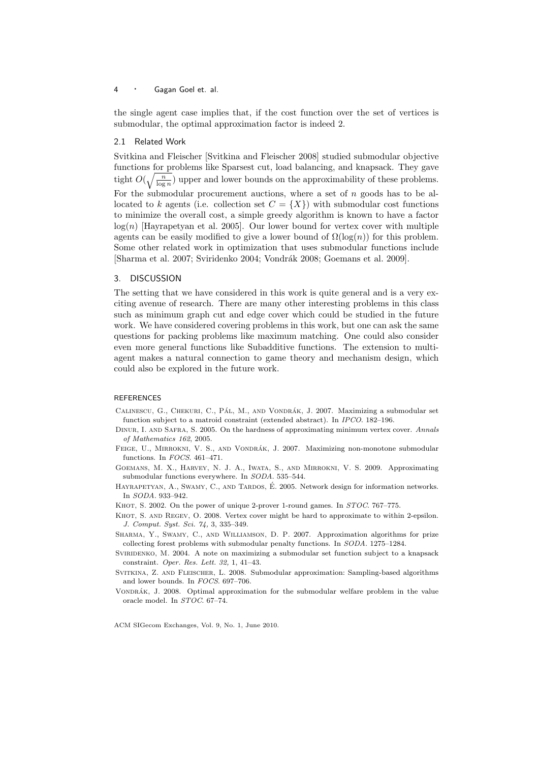the single agent case implies that, if the cost function over the set of vertices is submodular, the optimal approximation factor is indeed 2.

### 2.1 Related Work

Svitkina and Fleischer [Svitkina and Fleischer 2008] studied submodular objective functions for problems like Sparsest cut, load balancing, and knapsack. They gave tight $O(\sqrt{\frac{n}{\log n}})$ upper and lower bounds on the approximability of these problems. For the submodular procurement auctions, where a set of $n$ goods has to be allocated to $k$ agents (i.e. collection set $C = \{X\}$) with submodular cost functions to minimize the overall cost, a simple greedy algorithm is known to have a factor $\log(n)$ [Hayrapetyan et al. 2005]. Our lower bound for vertex cover with multiple agents can be easily modified to give a lower bound of $\Omega(\log(n))$ for this problem. Some other related work in optimization that uses submodular functions include [Sharma et al. 2007; Sviridenko 2004; Vondrák 2008; Goemans et al. 2009].

## 3. DISCUSSION

The setting that we have considered in this work is quite general and is a very exciting avenue of research. There are many other interesting problems in this class such as minimum graph cut and edge cover which could be studied in the future work. We have considered covering problems in this work, but one can ask the same questions for packing problems like maximum matching. One could also consider even more general functions like Subadditive functions. The extension to multi-agent makes a natural connection to game theory and mechanism design, which could also be explored in the future work.

## REFERENCES

Calinescu, G., Chekuri, C., Pál, M., and Vondrák, J. 2007. Maximizing a submodular set function subject to a matroid constraint (extended abstract). In *IPCO*. 182–196.

Dinur, I. and Safra, S. 2005. On the hardness of approximating minimum vertex cover. *Annals of Mathematics 162*, 2005.

Feige, U., Mirrokni, V. S., and Vondrák, J. 2007. Maximizing non-monotone submodular functions. In *FOCS*. 461–471.

Goemans, M. X., Harvey, N. J. A., Iwata, S., and Mirrokni, V. S. 2009. Approximating submodular functions everywhere. In *SODA*. 535–544.

Hayrapetyan, A., Swamy, C., and Tardos, É. 2005. Network design for information networks. In *SODA*. 933–942.

Khot, S. 2002. On the power of unique 2-prover 1-round games. In *STOC*. 767–775.

Khot, S. and Regev, O. 2008. Vertex cover might be hard to approximate to within 2-epsilon. *J. Comput. Syst. Sci. 74,* 3, 335–349.

Sharma, Y., Swamy, C., and Williamson, D. P. 2007. Approximation algorithms for prize collecting forest problems with submodular penalty functions. In *SODA*. 1275–1284.

Sviridenko, M. 2004. A note on maximizing a submodular set function subject to a knapsack constraint. *Oper. Res. Lett. 32,* 1, 41–43.

Svitkina, Z. and Fleischer, L. 2008. Submodular approximation: Sampling-based algorithms and lower bounds. In *FOCS*. 697–706.

Vondrák, J. 2008. Optimal approximation for the submodular welfare problem in the value oracle model. In *STOC*. 67–74.